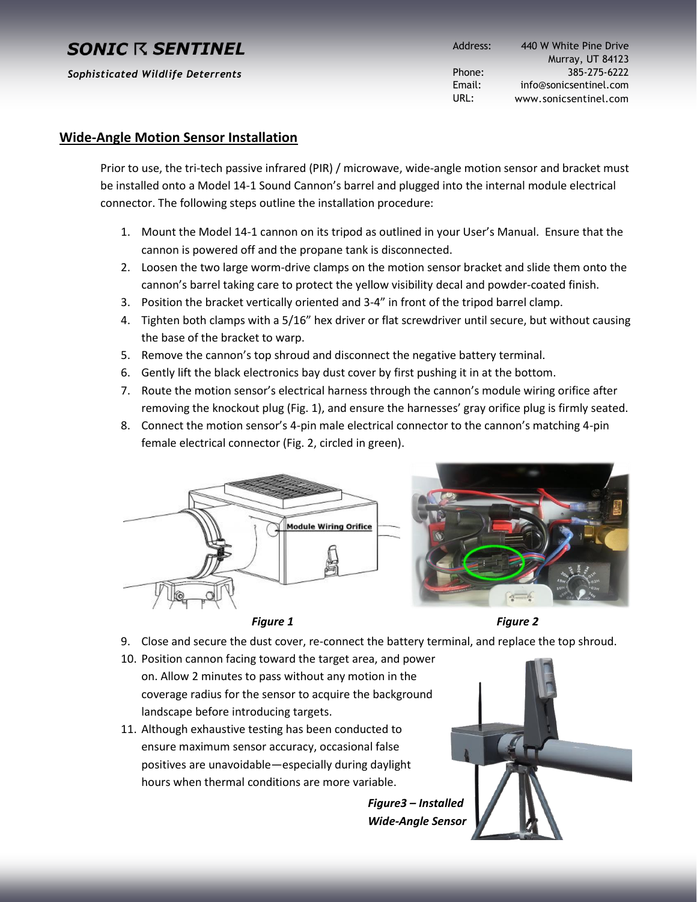**SONIC ⸢ SENTINEL**

*Sophisticated Wildlife Deterrents*

Address: 440 W White Pine Drive
Murray, UT 84123
Phone: 385-275-6222
Email: info@sonicsentinel.com
URL: www.sonicsentinel.com

## Wide-Angle Motion Sensor Installation

Prior to use, the tri-tech passive infrared (PIR) / microwave, wide-angle motion sensor and bracket must be installed onto a Model 14-1 Sound Cannon's barrel and plugged into the internal module electrical connector. The following steps outline the installation procedure:

1. Mount the Model 14-1 cannon on its tripod as outlined in your User's Manual. Ensure that the cannon is powered off and the propane tank is disconnected.
2. Loosen the two large worm-drive clamps on the motion sensor bracket and slide them onto the cannon's barrel taking care to protect the yellow visibility decal and powder-coated finish.
3. Position the bracket vertically oriented and 3-4" in front of the tripod barrel clamp.
4. Tighten both clamps with a 5/16" hex driver or flat screwdriver until secure, but without causing the base of the bracket to warp.
5. Remove the cannon's top shroud and disconnect the negative battery terminal.
6. Gently lift the black electronics bay dust cover by first pushing it in at the bottom.
7. Route the motion sensor's electrical harness through the cannon's module wiring orifice after removing the knockout plug (Fig. 1), and ensure the harnesses' gray orifice plug is firmly seated.
8. Connect the motion sensor's 4-pin male electrical connector to the cannon's matching 4-pin female electrical connector (Fig. 2, circled in green).

*Figure 1*

*Figure 2*

9. Close and secure the dust cover, re-connect the battery terminal, and replace the top shroud.
10. Position cannon facing toward the target area, and power on. Allow 2 minutes to pass without any motion in the coverage radius for the sensor to acquire the background landscape before introducing targets.
11. Although exhaustive testing has been conducted to ensure maximum sensor accuracy, occasional false positives are unavoidable—especially during daylight hours when thermal conditions are more variable.

*Figure3 – Installed Wide-Angle Sensor*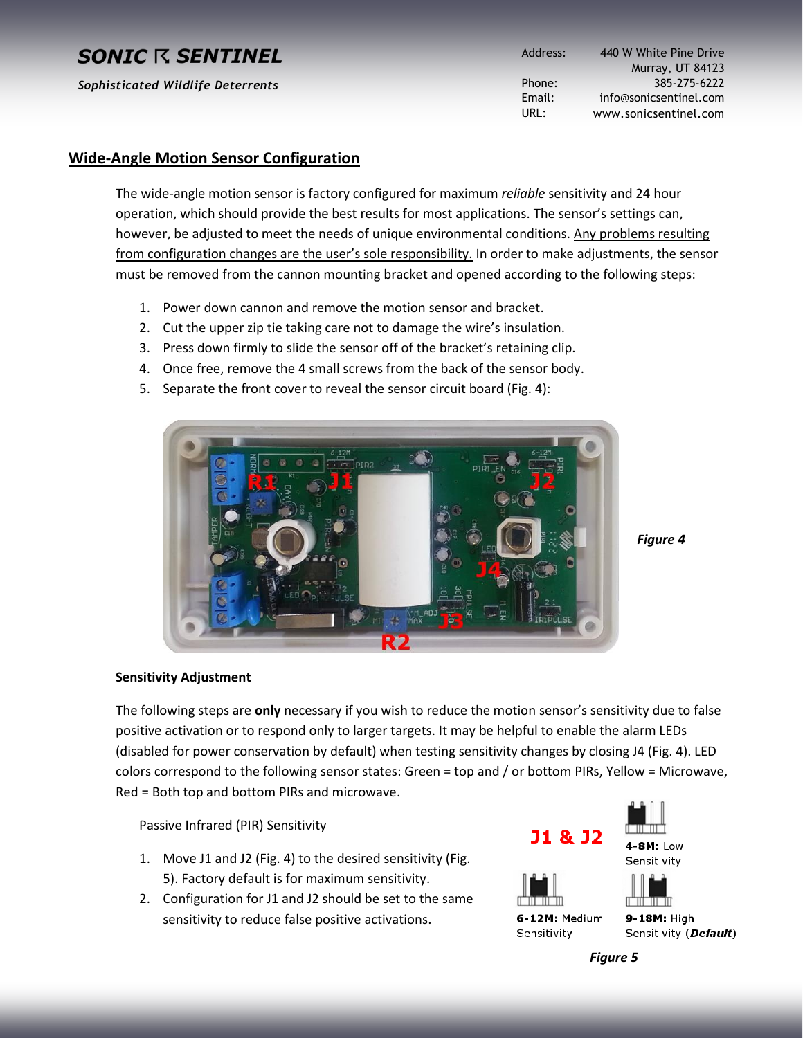## Wide-Angle Motion Sensor Configuration

The wide-angle motion sensor is factory configured for maximum *reliable* sensitivity and 24 hour operation, which should provide the best results for most applications. The sensor's settings can, however, be adjusted to meet the needs of unique environmental conditions. Any problems resulting from configuration changes are the user's sole responsibility. In order to make adjustments, the sensor must be removed from the cannon mounting bracket and opened according to the following steps:

1. Power down cannon and remove the motion sensor and bracket.
2. Cut the upper zip tie taking care not to damage the wire's insulation.
3. Press down firmly to slide the sensor off of the bracket's retaining clip.
4. Once free, remove the 4 small screws from the back of the sensor body.
5. Separate the front cover to reveal the sensor circuit board (Fig. 4):

*Figure 4*

### Sensitivity Adjustment

The following steps are **only** necessary if you wish to reduce the motion sensor's sensitivity due to false positive activation or to respond only to larger targets. It may be helpful to enable the alarm LEDs (disabled for power conservation by default) when testing sensitivity changes by closing J4 (Fig. 4). LED colors correspond to the following sensor states: Green = top and / or bottom PIRs, Yellow = Microwave, Red = Both top and bottom PIRs and microwave.

Passive Infrared (PIR) Sensitivity

1. Move J1 and J2 (Fig. 4) to the desired sensitivity (Fig. 5). Factory default is for maximum sensitivity.
2. Configuration for J1 and J2 should be set to the same sensitivity to reduce false positive activations.

J1 & J2

**4-8M:** Low Sensitivity

**6-12M:** Medium Sensitivity

**9-18M:** High Sensitivity (***Default***)

*Figure 5*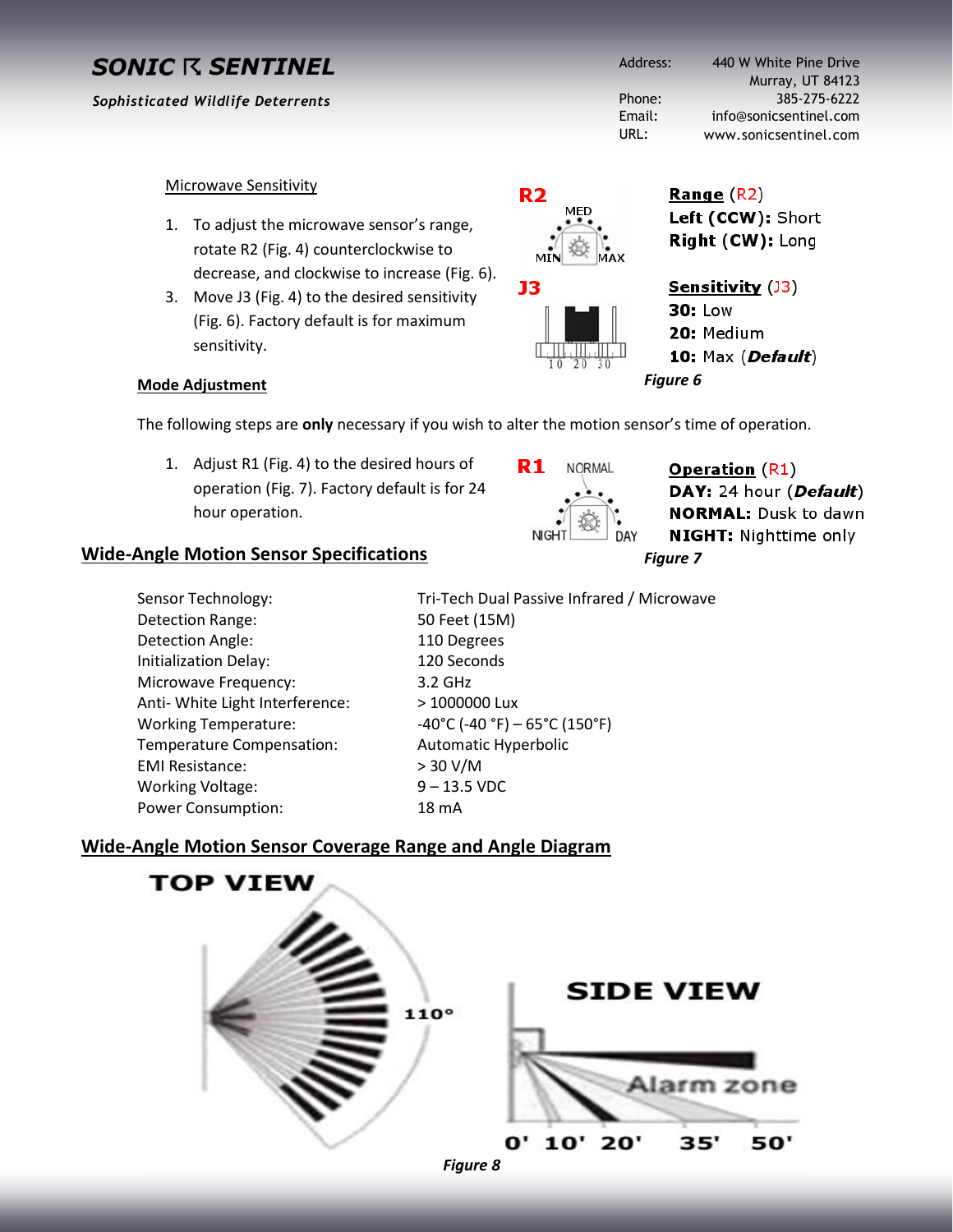Microwave Sensitivity

1. To adjust the microwave sensor's range, rotate R2 (Fig. 4) counterclockwise to decrease, and clockwise to increase (Fig. 6).
3. Move J3 (Fig. 4) to the desired sensitivity (Fig. 6). Factory default is for maximum sensitivity.

R2

MED

MIN MAX

**Range** (R2)
**Left (CCW):** Short
**Right (CW):** Long

J3

10 20 30

**Sensitivity** (J3)
**30:** Low
**20:** Medium
**10:** Max (***Default***)

*Figure 6*

**Mode Adjustment**

The following steps are **only** necessary if you wish to alter the motion sensor's time of operation.

1. Adjust R1 (Fig. 4) to the desired hours of operation (Fig. 7). Factory default is for 24 hour operation.

R1

NORMAL

NIGHT DAY

**Operation** (R1)
**DAY:** 24 hour (***Default***)
**NORMAL:** Dusk to dawn
**NIGHT:** Nighttime only

*Figure 7*

## Wide-Angle Motion Sensor Specifications

| | |
|---|---|
| Sensor Technology: | Tri-Tech Dual Passive Infrared / Microwave |
| Detection Range: | 50 Feet (15M) |
| Detection Angle: | 110 Degrees |
| Initialization Delay: | 120 Seconds |
| Microwave Frequency: | 3.2 GHz |
| Anti- White Light Interference: | > 1000000 Lux |
| Working Temperature: | -40°C (-40 °F) – 65°C (150°F) |
| Temperature Compensation: | Automatic Hyperbolic |
| EMI Resistance: | > 30 V/M |
| Working Voltage: | 9 – 13.5 VDC |
| Power Consumption: | 18 mA |

## Wide-Angle Motion Sensor Coverage Range and Angle Diagram

TOP VIEW

110°

SIDE VIEW

Alarm zone

0' 10' 20' 35' 50'

*Figure 8*